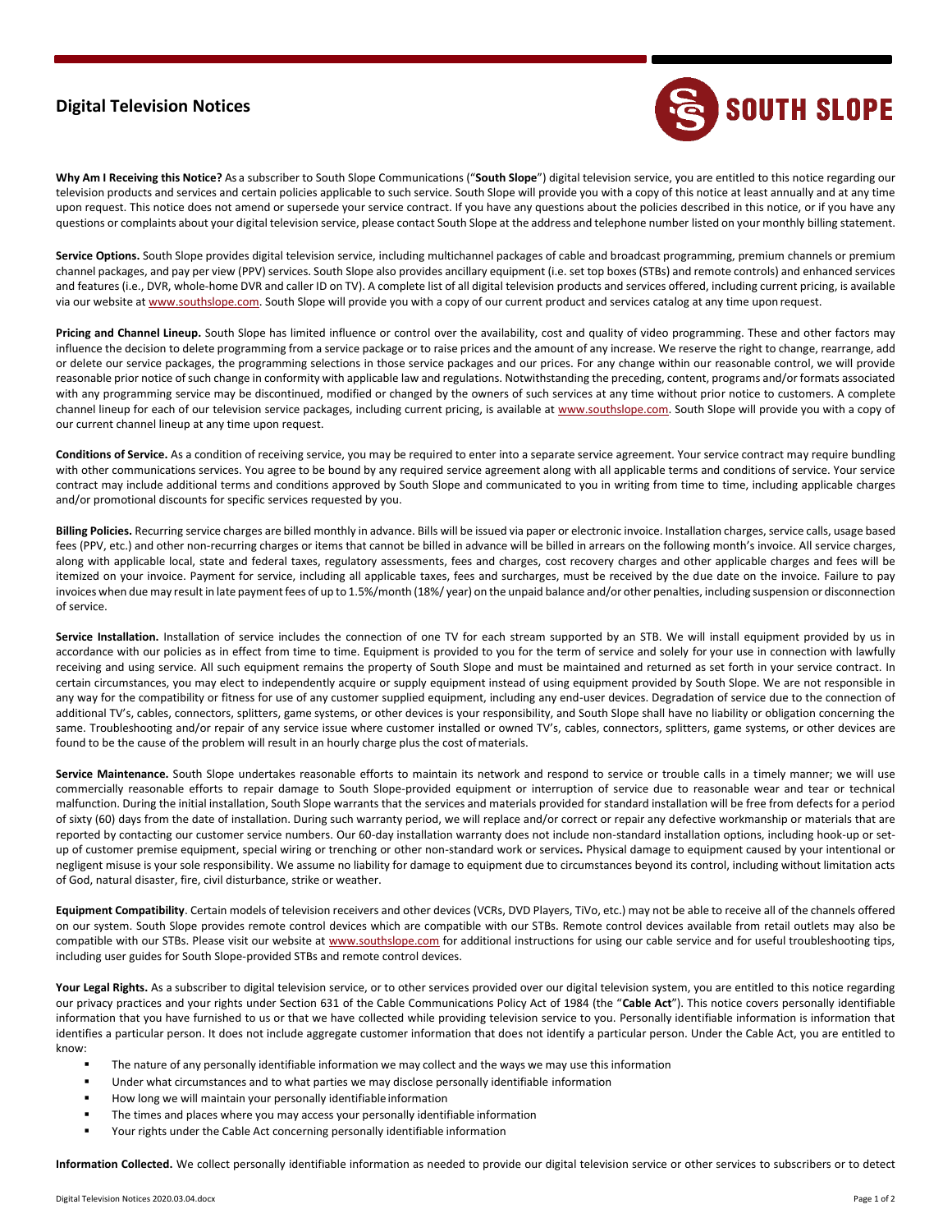## Digital Television Notices

**Why Am I Receiving this Notice?** As a subscriber to South Slope Communications ("**South Slope**") digital television service, you are entitled to this notice regarding our television products and services and certain policies applicable to such service. South Slope will provide you with a copy of this notice at least annually and at any time upon request. This notice does not amend or supersede your service contract. If you have any questions about the policies described in this notice, or if you have any questions or complaints about your digital television service, please contact South Slope at the address and telephone number listed on your monthly billing statement.

**Service Options.** South Slope provides digital television service, including multichannel packages of cable and broadcast programming, premium channels or premium channel packages, and pay per view (PPV) services. South Slope also provides ancillary equipment (i.e. set top boxes (STBs) and remote controls) and enhanced services and features (i.e., DVR, whole-home DVR and caller ID on TV). A complete list of all digital television products and services offered, including current pricing, is available via our website at www.southslope.com. South Slope will provide you with a copy of our current product and services catalog at any time upon request.

**Pricing and Channel Lineup.** South Slope has limited influence or control over the availability, cost and quality of video programming. These and other factors may influence the decision to delete programming from a service package or to raise prices and the amount of any increase. We reserve the right to change, rearrange, add or delete our service packages, the programming selections in those service packages and our prices. For any change within our reasonable control, we will provide reasonable prior notice of such change in conformity with applicable law and regulations. Notwithstanding the preceding, content, programs and/or formats associated with any programming service may be discontinued, modified or changed by the owners of such services at any time without prior notice to customers. A complete channel lineup for each of our television service packages, including current pricing, is available at www.southslope.com. South Slope will provide you with a copy of our current channel lineup at any time upon request.

**Conditions of Service.** As a condition of receiving service, you may be required to enter into a separate service agreement. Your service contract may require bundling with other communications services. You agree to be bound by any required service agreement along with all applicable terms and conditions of service. Your service contract may include additional terms and conditions approved by South Slope and communicated to you in writing from time to time, including applicable charges and/or promotional discounts for specific services requested by you.

**Billing Policies.** Recurring service charges are billed monthly in advance. Bills will be issued via paper or electronic invoice. Installation charges, service calls, usage based fees (PPV, etc.) and other non-recurring charges or items that cannot be billed in advance will be billed in arrears on the following month's invoice. All service charges, along with applicable local, state and federal taxes, regulatory assessments, fees and charges, cost recovery charges and other applicable charges and fees will be itemized on your invoice. Payment for service, including all applicable taxes, fees and surcharges, must be received by the due date on the invoice. Failure to pay invoices when due may result in late payment fees of up to 1.5%/month (18%/ year) on the unpaid balance and/or other penalties, including suspension or disconnection of service.

**Service Installation.** Installation of service includes the connection of one TV for each stream supported by an STB. We will install equipment provided by us in accordance with our policies as in effect from time to time. Equipment is provided to you for the term of service and solely for your use in connection with lawfully receiving and using service. All such equipment remains the property of South Slope and must be maintained and returned as set forth in your service contract. In certain circumstances, you may elect to independently acquire or supply equipment instead of using equipment provided by South Slope. We are not responsible in any way for the compatibility or fitness for use of any customer supplied equipment, including any end-user devices. Degradation of service due to the connection of additional TV's, cables, connectors, splitters, game systems, or other devices is your responsibility, and South Slope shall have no liability or obligation concerning the same. Troubleshooting and/or repair of any service issue where customer installed or owned TV's, cables, connectors, splitters, game systems, or other devices are found to be the cause of the problem will result in an hourly charge plus the cost of materials.

**Service Maintenance.** South Slope undertakes reasonable efforts to maintain its network and respond to service or trouble calls in a timely manner; we will use commercially reasonable efforts to repair damage to South Slope-provided equipment or interruption of service due to reasonable wear and tear or technical malfunction. During the initial installation, South Slope warrants that the services and materials provided for standard installation will be free from defects for a period of sixty (60) days from the date of installation. During such warranty period, we will replace and/or correct or repair any defective workmanship or materials that are reported by contacting our customer service numbers. Our 60-day installation warranty does not include non-standard installation options, including hook-up or set-up of customer premise equipment, special wiring or trenching or other non-standard work or services**.** Physical damage to equipment caused by your intentional or negligent misuse is your sole responsibility. We assume no liability for damage to equipment due to circumstances beyond its control, including without limitation acts of God, natural disaster, fire, civil disturbance, strike or weather.

**Equipment Compatibility**. Certain models of television receivers and other devices (VCRs, DVD Players, TiVo, etc.) may not be able to receive all of the channels offered on our system. South Slope provides remote control devices which are compatible with our STBs. Remote control devices available from retail outlets may also be compatible with our STBs. Please visit our website at www.southslope.com for additional instructions for using our cable service and for useful troubleshooting tips, including user guides for South Slope-provided STBs and remote control devices.

**Your Legal Rights.** As a subscriber to digital television service, or to other services provided over our digital television system, you are entitled to this notice regarding our privacy practices and your rights under Section 631 of the Cable Communications Policy Act of 1984 (the "**Cable Act**"). This notice covers personally identifiable information that you have furnished to us or that we have collected while providing television service to you. Personally identifiable information is information that identifies a particular person. It does not include aggregate customer information that does not identify a particular person. Under the Cable Act, you are entitled to know:

- The nature of any personally identifiable information we may collect and the ways we may use this information
- Under what circumstances and to what parties we may disclose personally identifiable information
- How long we will maintain your personally identifiable information
- The times and places where you may access your personally identifiable information
- Your rights under the Cable Act concerning personally identifiable information

**Information Collected.** We collect personally identifiable information as needed to provide our digital television service or other services to subscribers or to detect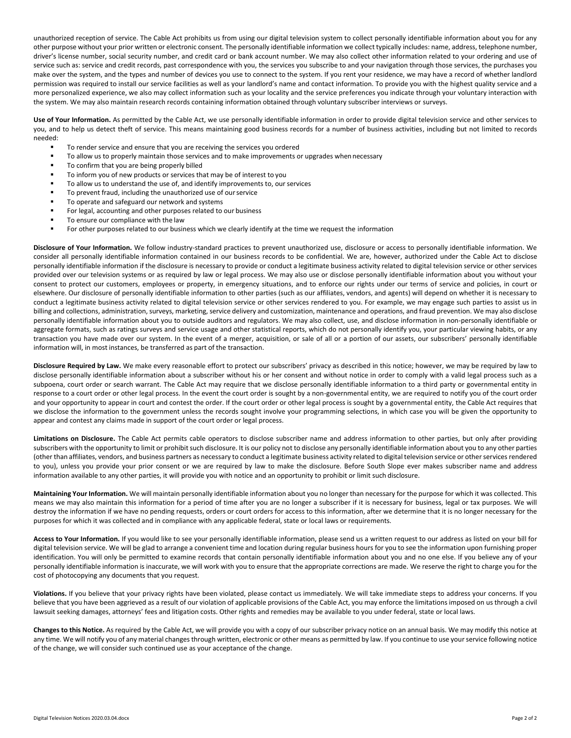unauthorized reception of service. The Cable Act prohibits us from using our digital television system to collect personally identifiable information about you for any other purpose without your prior written or electronic consent. The personally identifiable information we collect typically includes: name, address, telephone number, driver's license number, social security number, and credit card or bank account number. We may also collect other information related to your ordering and use of service such as: service and credit records, past correspondence with you, the services you subscribe to and your navigation through those services, the purchases you make over the system, and the types and number of devices you use to connect to the system. If you rent your residence, we may have a record of whether landlord permission was required to install our service facilities as well as your landlord's name and contact information. To provide you with the highest quality service and a more personalized experience, we also may collect information such as your locality and the service preferences you indicate through your voluntary interaction with the system. We may also maintain research records containing information obtained through voluntary subscriber interviews or surveys.

**Use of Your Information.** As permitted by the Cable Act, we use personally identifiable information in order to provide digital television service and other services to you, and to help us detect theft of service. This means maintaining good business records for a number of business activities, including but not limited to records needed:

- To render service and ensure that you are receiving the services you ordered
- To allow us to properly maintain those services and to make improvements or upgrades when necessary
- To confirm that you are being properly billed
- To inform you of new products or services that may be of interest to you
- To allow us to understand the use of, and identify improvements to, our services
- To prevent fraud, including the unauthorized use of our service
- To operate and safeguard our network and systems
- For legal, accounting and other purposes related to our business
- To ensure our compliance with the law
- For other purposes related to our business which we clearly identify at the time we request the information

**Disclosure of Your Information.** We follow industry-standard practices to prevent unauthorized use, disclosure or access to personally identifiable information. We consider all personally identifiable information contained in our business records to be confidential. We are, however, authorized under the Cable Act to disclose personally identifiable information if the disclosure is necessary to provide or conduct a legitimate business activity related to digital television service or other services provided over our television systems or as required by law or legal process. We may also use or disclose personally identifiable information about you without your consent to protect our customers, employees or property, in emergency situations, and to enforce our rights under our terms of service and policies, in court or elsewhere. Our disclosure of personally identifiable information to other parties (such as our affiliates, vendors, and agents) will depend on whether it is necessary to conduct a legitimate business activity related to digital television service or other services rendered to you. For example, we may engage such parties to assist us in billing and collections, administration, surveys, marketing, service delivery and customization, maintenance and operations, and fraud prevention. We may also disclose personally identifiable information about you to outside auditors and regulators. We may also collect, use, and disclose information in non-personally identifiable or aggregate formats, such as ratings surveys and service usage and other statistical reports, which do not personally identify you, your particular viewing habits, or any transaction you have made over our system. In the event of a merger, acquisition, or sale of all or a portion of our assets, our subscribers' personally identifiable information will, in most instances, be transferred as part of the transaction.

**Disclosure Required by Law.** We make every reasonable effort to protect our subscribers' privacy as described in this notice; however, we may be required by law to disclose personally identifiable information about a subscriber without his or her consent and without notice in order to comply with a valid legal process such as a subpoena, court order or search warrant. The Cable Act may require that we disclose personally identifiable information to a third party or governmental entity in response to a court order or other legal process. In the event the court order is sought by a non-governmental entity, we are required to notify you of the court order and your opportunity to appear in court and contest the order. If the court order or other legal process is sought by a governmental entity, the Cable Act requires that we disclose the information to the government unless the records sought involve your programming selections, in which case you will be given the opportunity to appear and contest any claims made in support of the court order or legal process.

**Limitations on Disclosure.** The Cable Act permits cable operators to disclose subscriber name and address information to other parties, but only after providing subscribers with the opportunity to limit or prohibit such disclosure. It is our policy not to disclose any personally identifiable information about you to any other parties (other than affiliates, vendors, and business partners as necessary to conduct a legitimate business activity related to digital television service or other services rendered to you), unless you provide your prior consent or we are required by law to make the disclosure. Before South Slope ever makes subscriber name and address information available to any other parties, it will provide you with notice and an opportunity to prohibit or limit such disclosure.

**Maintaining Your Information.** We will maintain personally identifiable information about you no longer than necessary for the purpose for which it was collected. This means we may also maintain this information for a period of time after you are no longer a subscriber if it is necessary for business, legal or tax purposes. We will destroy the information if we have no pending requests, orders or court orders for access to this information, after we determine that it is no longer necessary for the purposes for which it was collected and in compliance with any applicable federal, state or local laws or requirements.

**Access to Your Information.** If you would like to see your personally identifiable information, please send us a written request to our address as listed on your bill for digital television service. We will be glad to arrange a convenient time and location during regular business hours for you to see the information upon furnishing proper identification. You will only be permitted to examine records that contain personally identifiable information about you and no one else. If you believe any of your personally identifiable information is inaccurate, we will work with you to ensure that the appropriate corrections are made. We reserve the right to charge you for the cost of photocopying any documents that you request.

**Violations.** If you believe that your privacy rights have been violated, please contact us immediately. We will take immediate steps to address your concerns. If you believe that you have been aggrieved as a result of our violation of applicable provisions of the Cable Act, you may enforce the limitations imposed on us through a civil lawsuit seeking damages, attorneys' fees and litigation costs. Other rights and remedies may be available to you under federal, state or local laws.

**Changes to this Notice.** As required by the Cable Act, we will provide you with a copy of our subscriber privacy notice on an annual basis. We may modify this notice at any time. We will notify you of any material changes through written, electronic or other means as permitted by law. If you continue to use your service following notice of the change, we will consider such continued use as your acceptance of the change.